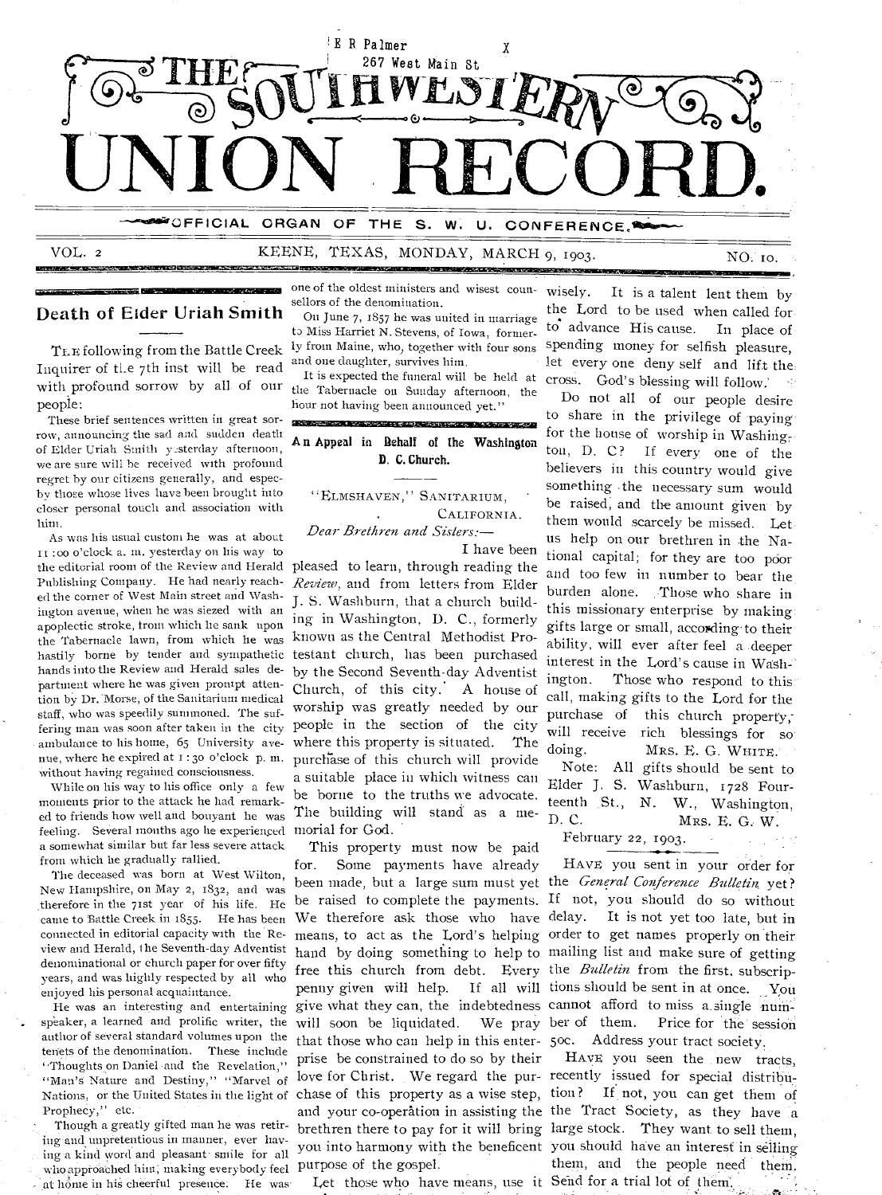E R Palmer X
267 West Main St

# THE SOUTHWESTERN UNION RECORD.

OFFICIAL ORGAN OF THE S. W. U. CONFERENCE.

VOL. 2 KEENE, TEXAS, MONDAY, MARCH 9, 1903. NO. 10.

## Death of Elder Uriah Smith

THE following from the Battle Creek Inquirer of the 7th inst will be read with profound sorrow by all of our people:

These brief sentences written in great sorrow, announcing the sad and sudden death of Elder Uriah Smith yesterday afternoon, we are sure will be received with profound regret by our citizens generally, and especby those whose lives have been brought into closer personal touch and association with him.

As was his usual custom he was at about 11:00 o'clock a. m. yesterday on his way to the editorial room of the Review and Herald Publishing Company. He had nearly reached the corner of West Main street and Washington avenue, when he was siezed with an apoplectic stroke, from which he sank upon the Tabernacle lawn, from which he was hastily borne by tender and sympathetic hands into the Review and Herald sales department where he was given prompt attention by Dr. Morse, of the Sanitarium medical staff, who was speedily summoned. The suffering man was soon after taken in the city ambulance to his home, 65 University avenue, where he expired at 1:30 o'clock p. m. without having regained consciousness.

While on his way to his office only a few moments prior to the attack he had remarked to friends how well and bouyant he was feeling. Several months ago he experienced a somewhat similar but far less severe attack from which he gradually rallied.

The deceased was born at West Wilton, New Hampshire, on May 2, 1832, and was therefore in the 71st year of his life. He came to Battle Creek in 1855. He has been connected in editorial capacity with the Review and Herald, the Seventh-day Adventist denominational or church paper for over fifty years, and was highly respected by all who enjoyed his personal acquaintance.

He was an interesting and entertaining speaker, a learned and prolific writer, the author of several standard volumes upon the tenets of the denomination. These include "Thoughts on Daniel and the Revelation," "Man's Nature and Destiny," "Marvel of Nations, or the United States in the light of Prophecy," etc.

Though a greatly gifted man he was retiring and unpretentious in manner, ever having a kind word and pleasant smile for all who approached him, making everybody feel at home in his cheerful presence. He was one of the oldest ministers and wisest counsellors of the denomination.

On June 7, 1857 he was united in marriage to Miss Harriet N. Stevens, of Iowa, formerly from Maine, who, together with four sons and one daughter, survives him.

It is expected the funeral will be held at the Tabernacle on Sunday afternoon, the hour not having been announced yet."

## An Appeal in Behalf of the Washington D. C. Church.

"ELMSHAVEN," SANITARIUM,
CALIFORNIA.

*Dear Brethren and Sisters:*—

I have been pleased to learn, through reading the *Review*, and from letters from Elder J. S. Washburn, that a church building in Washington, D. C., formerly known as the Central Methodist Protestant church, has been purchased by the Second Seventh-day Adventist Church, of this city. A house of worship was greatly needed by our people in the section of the city where this property is situated. The purchase of this church will provide a suitable place in which witness can be borne to the truths we advocate. The building will stand as a memorial for God.

This property must now be paid for. Some payments have already been made, but a large sum must yet be raised to complete the payments. We therefore ask those who have means, to act as the Lord's helping hand by doing something to help to free this church from debt. Every penny given will help. If all will give what they can, the indebtedness will soon be liquidated. We pray that those who can help in this enterprise be constrained to do so by their love for Christ. We regard the purchase of this property as a wise step, and your co-operation in assisting the brethren there to pay for it will bring you into harmony with the beneficent purpose of the gospel.

Let those who have means, use it wisely. It is a talent lent them by the Lord to be used when called for to advance His cause. In place of spending money for selfish pleasure, let every one deny self and lift the cross. God's blessing will follow.

Do not all of our people desire to share in the privilege of paying for the house of worship in Washington, D. C? If every one of the believers in this country would give something the necessary sum would be raised, and the amount given by them would scarcely be missed. Let us help on our brethren in the National capital; for they are too poor and too few in number to bear the burden alone. Those who share in this missionary enterprise by making gifts large or small, according to their ability, will ever after feel a deeper interest in the Lord's cause in Washington. Those who respond to this call, making gifts to the Lord for the purchase of this church property, will receive rich blessings for so doing. MRS. E. G. WHITE.

Note: All gifts should be sent to Elder J. S. Washburn, 1728 Fourteenth St., N. W., Washington, D. C. MRS. E. G. W.

February 22, 1903.

---

HAVE you sent in your order for the *General Conference Bulletin* yet? If not, you should do so without delay. It is not yet too late, but in order to get names properly on their mailing list and make sure of getting the *Bulletin* from the first, subscriptions should be sent in at once. You cannot afford to miss a single number of them. Price for the session 50c. Address your tract society.

HAVE you seen the new tracts, recently issued for special distribution? If not, you can get them of the Tract Society, as they have a large stock. They want to sell them, you should have an interest in selling them, and the people need them. Send for a trial lot of them.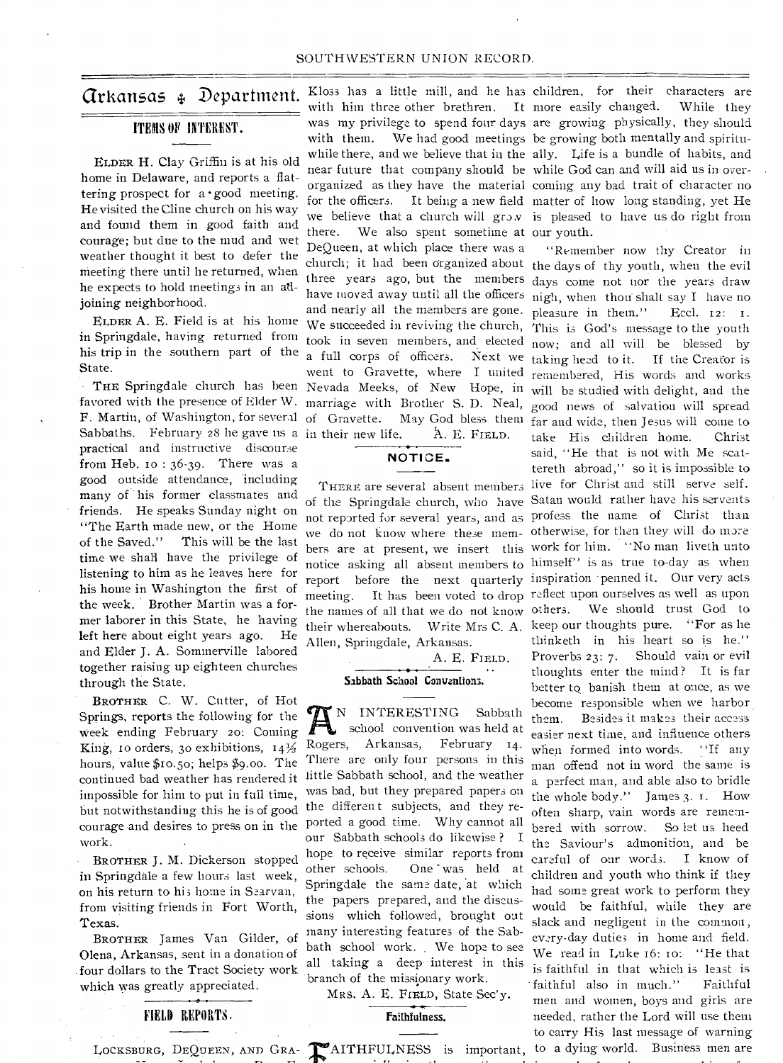# Arkansas ❖ Department.

## ITEMS OF INTEREST.

ELDER H. Clay Griffin is at his old home in Delaware, and reports a flattering prospect for a good meeting. He visited the Cline church on his way and found them in good faith and courage; but due to the mud and wet weather thought it best to defer the meeting there until he returned, when he expects to hold meetings in an adjoining neighborhood.

ELDER A. E. Field is at his home in Springdale, having returned from his trip in the southern part of the State.

THE Springdale church has been favored with the presence of Elder W. F. Martin, of Washington, for several Sabbaths. February 28 he gave us a practical and instructive discourse from Heb. 10 : 36-39. There was a good outside attendance, including many of his former classmates and friends. He speaks Sunday night on "The Earth made new, or the Home of the Saved." This will be the last time we shall have the privilege of listening to him as he leaves here for his home in Washington the first of the week. Brother Martin was a former laborer in this State, he having left here about eight years ago. He and Elder J. A. Sommerville labored together raising up eighteen churches through the State.

BROTHER C. W. Cutter, of Hot Springs, reports the following for the week ending February 20: Coming King, 10 orders, 30 exhibitions, 14½ hours, value $10.50; helps $9.00. The continued bad weather has rendered it impossible for him to put in full time, but notwithstanding this he is of good courage and desires to press on in the work.

BROTHER J. M. Dickerson stopped in Springdale a few hours last week, on his return to his home in Searvan, from visiting friends in Fort Worth, Texas.

BROTHER James Van Gilder, of Olena, Arkansas, sent in a donation of four dollars to the Tract Society work which was greatly appreciated.

## FIELD REPORTS.

LOCKSBURG, DEQUEEN, AND GRAVETTE.—Brother Kloss has a little mill, and he has with him three other brethren. It was my privilege to spend four days with them. We had good meetings while there, and we believe that in the near future that company should be organized as they have the material for the officers. It being a new field we believe that a church will grow there. We also spent sometime at DeQueen, at which place there was a church; it had been organized about three years ago, but the members have moved away until all the officers and nearly all the members are gone. We succeeded in reviving the church, took in seven members, and elected a full corps of officers. Next we went to Gravette, where I united Nevada Meeks, of New Hope, in marriage with Brother S. D. Neal, of Gravette. May God bless them in their new life.

A. E. FIELD.

## NOTICE.

THERE are several absent members of the Springdale church, who have not reported for several years, and as we do not know where these members are at present, we insert this notice asking all absent members to report before the next quarterly meeting. It has been voted to drop the names of all that we do not know their whereabouts. Write Mrs C. A. Allen, Springdale, Arkansas.

A. E. FIELD.

## Sabbath School Conventions.

AN INTERESTING Sabbath school convention was held at Rogers, Arkansas, February 14. There are only four persons in this little Sabbath school, and the weather was bad, but they prepared papers on the different subjects, and they reported a good time. Why cannot all our Sabbath schools do likewise? I hope to receive similar reports from other schools. One was held at Springdale the same date, at which the papers prepared, and the discussions which followed, brought out many interesting features of the Sabbath school work. We hope to see all taking a deep interest in this branch of the missionary work.

MRS. A. E. FIELD, State Sec'y.

## Faithfulness.

FAITHFULNESS is important, especially in the youth and children, for their characters are more easily changed. While they are growing physically, they should be growing both mentally and spiritually. Life is a bundle of habits, and while God can and will aid us in overcoming any bad trait of character no matter of how long standing, yet He is pleased to have us do right from our youth.

"Remember now thy Creator in the days of thy youth, when the evil days come not nor the years draw nigh, when thou shalt say I have no pleasure in them." Eccl. 12: 1. This is God's message to the youth now; and all will be blessed by taking heed to it. If the Creator is remembered, His words and works will be studied with delight, and the good news of salvation will spread far and wide, then Jesus will come to take His children home. Christ said, "He that is not with Me scattereth abroad," so it is impossible to live for Christ and still serve self. Satan would rather have his servants profess the name of Christ than otherwise, for then they will do more work for him. "No man liveth unto himself" is as true to-day as when inspiration penned it. Our very acts reflect upon ourselves as well as upon others. We should trust God to keep our thoughts pure. "For as he thinketh in his heart so is he." Proverbs 23: 7. Should vain or evil thoughts enter the mind? It is far better to banish them at once, as we become responsible when we harbor them. Besides it makes their access easier next time, and influence others when formed into words. "If any man offend not in word the same is a perfect man, and able also to bridle the whole body." James 3. 1. How often sharp, vain words are remembered with sorrow. So let us heed the Saviour's admonition, and be careful of our words. I know of children and youth who think if they had some great work to perform they would be faithful, while they are slack and negligent in the common, every-day duties in home and field. We read in Luke 16: 10: "He that is faithful in that which is least is faithful also in much." Faithful men and women, boys and girls are needed, rather the Lord will use them to carry His last message of warning to a dying world. Business men are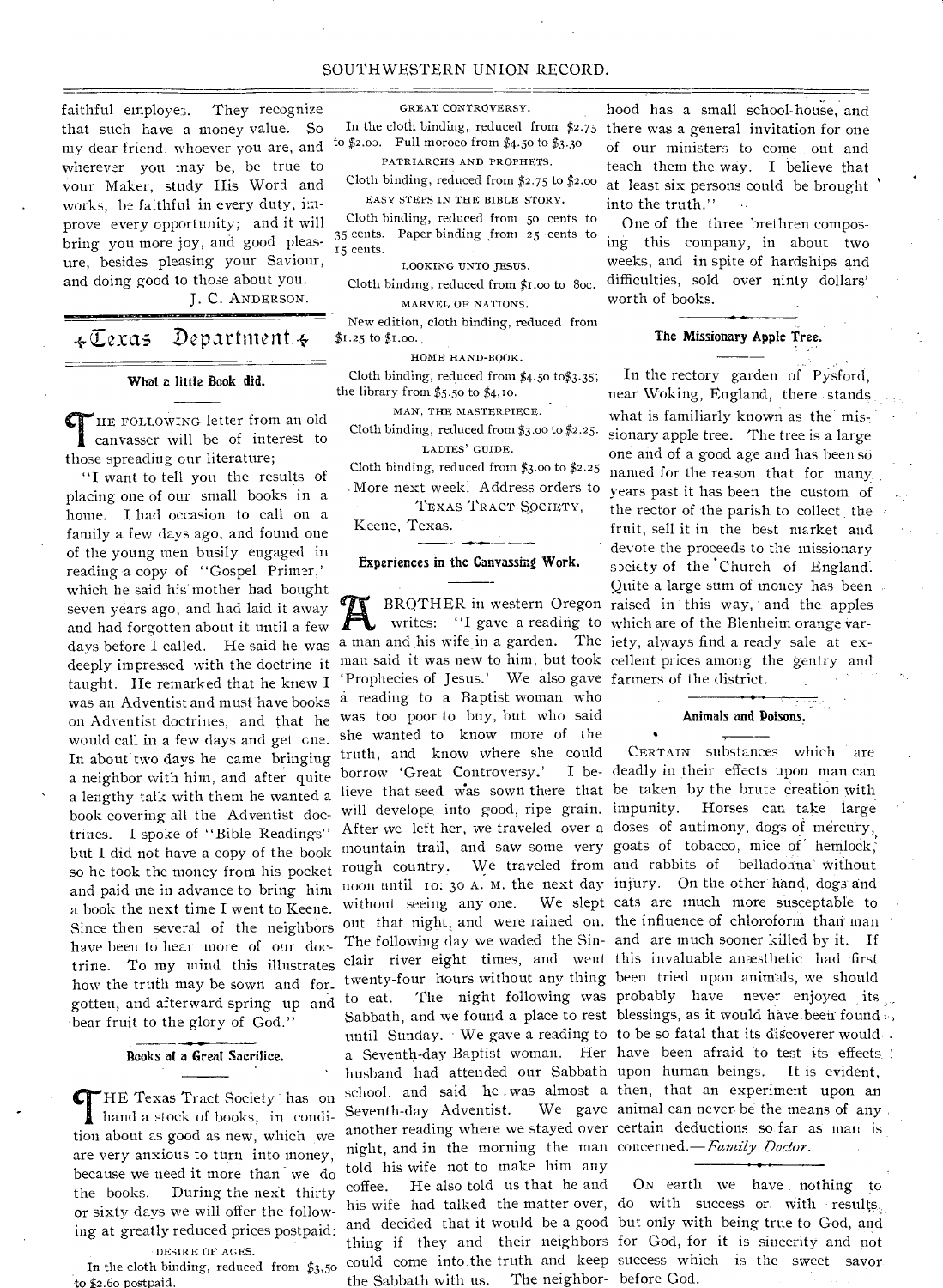faithful employes. They recognize that such have a money value. So my dear friend, whoever you are, and wherever you may be, be true to your Maker, study His Word and works, be faithful in every duty, improve every opportunity; and it will bring you more joy, and good pleasure, besides pleasing your Saviour, and doing good to those about you.

J. C. ANDERSON.

## Texas Department.

### What a little Book did.

THE FOLLOWING letter from an old canvasser will be of interest to those spreading our literature;

"I want to tell you the results of placing one of our small books in a home. I had occasion to call on a family a few days ago, and found one of the young men busily engaged in reading a copy of "Gospel Primer,' which he said his mother had bought seven years ago, and had laid it away and had forgotten about it until a few days before I called. He said he was deeply impressed with the doctrine it taught. He remarked that he knew I was an Adventist and must have books on Adventist doctrines, and that he would call in a few days and get one. In about two days he came bringing a neighbor with him, and after quite a lengthy talk with them he wanted a book covering all the Adventist doctrines. I spoke of "Bible Readings" but I did not have a copy of the book so he took the money from his pocket and paid me in advance to bring him a book the next time I went to Keene. Since then several of the neighbors have been to hear more of our doctrine. To my mind this illustrates how the truth may be sown and forgotten, and afterward spring up and bear fruit to the glory of God."

### Books at a Great Sacrifice.

THE Texas Tract Society has on hand a stock of books, in condition about as good as new, which we are very anxious to turn into money, because we need it more than we do the books. During the next thirty or sixty days we will offer the following at greatly reduced prices postpaid:

DESIRE OF AGES.

In the cloth binding, reduced from $3.50 to $2.60 postpaid.

GREAT CONTROVERSY.

In the cloth binding, reduced from $2.75 to $2.00. Full moroco from $4.50 to $3.30

PATRIARCHS AND PROPHETS.

Cloth binding, reduced from $2.75 to $2.00

EASY STEPS IN THE BIBLE STORY.

Cloth binding, reduced from 50 cents to 35 cents. Paper binding from 25 cents to 15 cents.

LOOKING UNTO JESUS.

Cloth binding, reduced from $1.00 to 80c.

MARVEL OF NATIONS.

New edition, cloth binding, reduced from $1.25 to $1.00.

HOME HAND-BOOK.

Cloth binding, reduced from $4.50 to$3.35; the library from $5.50 to $4.10.

MAN, THE MASTERPIECE.

Cloth binding, reduced from $3.00 to $2.25.

LADIES' GUIDE.

Cloth binding, reduced from $3.00 to $2.25

More next week. Address orders to

TEXAS TRACT SOCIETY,

Keene, Texas.

### Experiences in the Canvassing Work.

A BROTHER in western Oregon writes: "I gave a reading to a man and his wife in a garden. The man said it was new to him, but took 'Prophecies of Jesus.' We also gave a reading to a Baptist woman who was too poor to buy, but who said she wanted to know more of the truth, and know where she could borrow 'Great Controversy.' I believe that seed was sown there that will develope into good, ripe grain. After we left her, we traveled over a mountain trail, and saw some very rough country. We traveled from noon until 10: 30 A. M. the next day without seeing any one. We slept out that night, and were rained on. The following day we waded the Sinclair river eight times, and went twenty-four hours without any thing to eat. The night following was Sabbath, and we found a place to rest until Sunday. We gave a reading to a Seventh-day Baptist woman. Her husband had attended our Sabbath school, and said he was almost a Seventh-day Adventist. We gave another reading where we stayed over night, and in the morning the man told his wife not to make him any coffee. He also told us that he and his wife had talked the matter over, and decided that it would be a good thing if they and their neighbors could come into the truth and keep the Sabbath with us. The neighborhood has a small school-house, and there was a general invitation for one of our ministers to come out and teach them the way. I believe that at least six persons could be brought into the truth."

One of the three brethren composing this company, in about two weeks, and in spite of hardships and difficulties, sold over ninty dollars' worth of books.

### The Missionary Apple Tree.

In the rectory garden of Pysford, near Woking, England, there stands what is familiarly known as the missionary apple tree. The tree is a large one and of a good age and has been so named for the reason that for many years past it has been the custom of the rector of the parish to collect the fruit, sell it in the best market and devote the proceeds to the missionary society of the Church of England. Quite a large sum of money has been raised in this way, and the apples which are of the Blenheim orange variety, always find a ready sale at excellent prices among the gentry and farmers of the district.

### Animals and Poisons.

CERTAIN substances which are deadly in their effects upon man can be taken by the brute creation with impunity. Horses can take large doses of antimony, dogs of mercury, goats of tobacco, mice of hemlock, and rabbits of belladonna without injury. On the other hand, dogs and cats are much more susceptible to the influence of chloroform than man and are much sooner killed by it. If this invaluable anæsthetic had first been tried upon animals, we should probably have never enjoyed its blessings, as it would have been found to be so fatal that its discoverer would have been afraid to test its effects upon human beings. It is evident, then, that an experiment upon an animal can never be the means of any certain deductions so far as man is concerned.—*Family Doctor*.

ON earth we have nothing to do with success or with results, but only with being true to God, and for God, for it is sincerity and not success which is the sweet savor before God.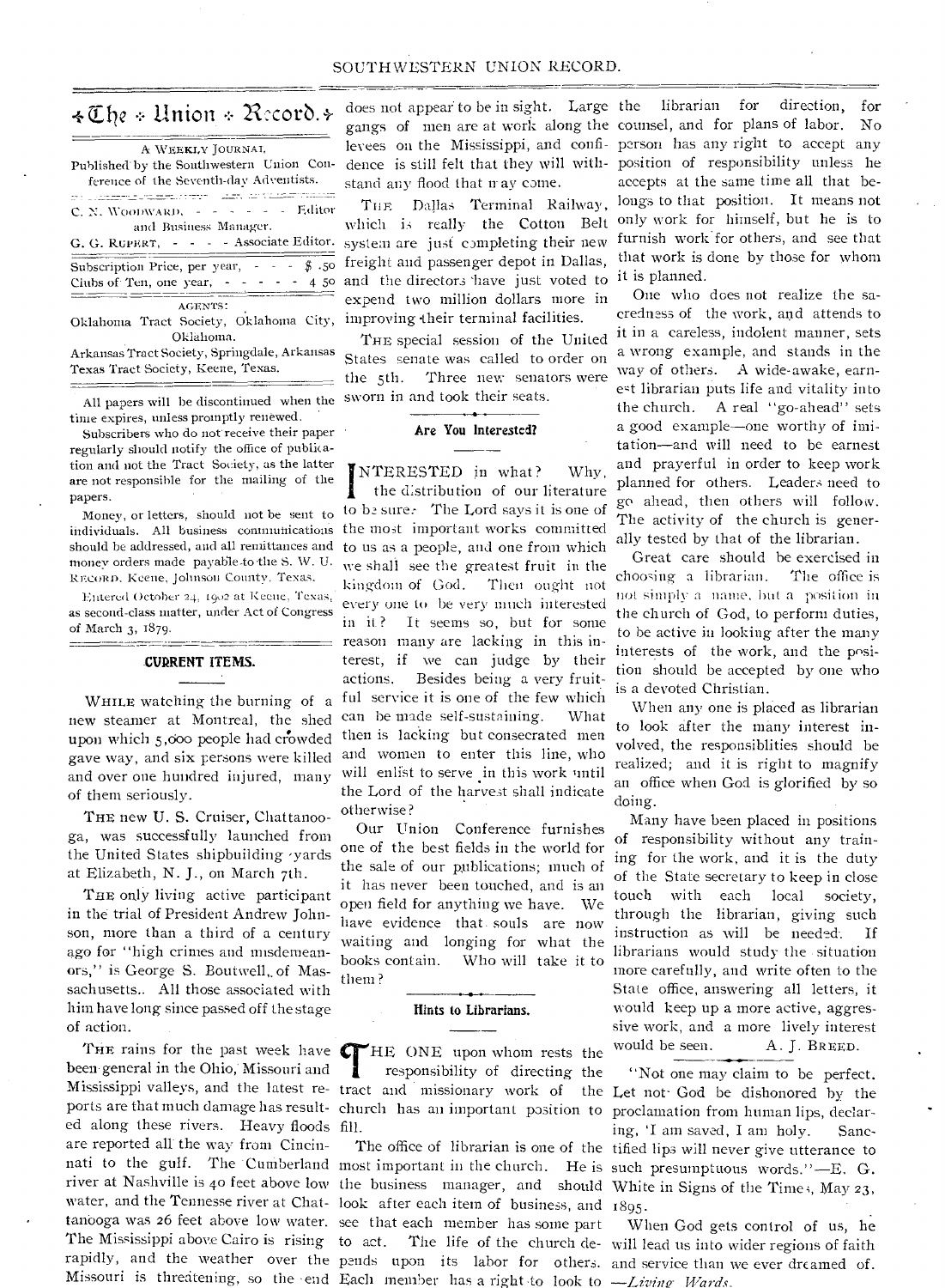# The Union Record.

A WEEKLY JOURNAL

Published by the Southwestern Union Conference of the Seventh-day Adventists.

C. N. WOODWARD, - - - - - - - Editor and Business Manager.

G. G. RUPERT, - - - - Associate Editor.

Subscription Price, per year, - - - $ .50
Clubs of Ten, one year, - - - - - 4 50

AGENTS:

Oklahoma Tract Society, Oklahoma City, Oklahoma.

Arkansas Tract Society, Springdale, Arkansas

Texas Tract Society, Keene, Texas.

All papers will be discontinued when the time expires, unless promptly renewed.

Subscribers who do not receive their paper regularly should notify the office of publication and not the Tract Society, as the latter are not responsible for the mailing of the papers.

Money, or letters, should not be sent to individuals. All business communications should be addressed, and all remittances and money orders made payable to the S. W. U. RECORD, Keene, Johnson County, Texas.

Entered October 24, 1902 at Keene, Texas, as second-class matter, under Act of Congress of March 3, 1879.

## CURRENT ITEMS.

WHILE watching the burning of a new steamer at Montreal, the shed upon which 5,000 people had crowded gave way, and six persons were killed and over one hundred injured, many of them seriously.

THE new U. S. Cruiser, Chattanooga, was successfully launched from the United States shipbuilding yards at Elizabeth, N. J., on March 7th.

THE only living active participant in the trial of President Andrew Johnson, more than a third of a century ago for "high crimes and misdemeanors," is George S. Boutwell, of Massachusetts. All those associated with him have long since passed off the stage of action.

THE rains for the past week have been general in the Ohio, Missouri and Mississippi valleys, and the latest reports are that much damage has resulted along these rivers. Heavy floods are reported all the way from Cincinnati to the gulf. The Cumberland river at Nashville is 40 feet above low water, and the Tennesee river at Chattanooga was 26 feet above low water. The Mississippi above Cairo is rising rapidly, and the weather over the Missouri is threatening, so the end does not appear to be in sight. Large gangs of men are at work along the levees on the Mississippi, and confidence is still felt that they will withstand any flood that may come.

THE Dallas Terminal Railway, which is really the Cotton Belt system are just completing their new freight and passenger depot in Dallas, and the directors have just voted to expend two million dollars more in improving their terminal facilities.

THE special session of the United States senate was called to order on the 5th. Three new senators were sworn in and took their seats.

## Are You Interested?

INTERESTED in what? Why, the distribution of our literature to be sure. The Lord says it is one of the most important works committed to us as a people, and one from which we shall see the greatest fruit in the kingdom of God. Then ought not every one to be very much interested in it? It seems so, but for some reason many are lacking in this interest, if we can judge by their actions. Besides being a very fruitful service it is one of the few which can be made self-sustaining. What then is lacking but consecrated men and women to enter this line, who will enlist to serve in this work until the Lord of the harvest shall indicate otherwise?

Our Union Conference furnishes one of the best fields in the world for the sale of our publications; much of it has never been touched, and is an open field for anything we have. We have evidence that souls are now waiting and longing for what the books contain. Who will take it to them?

## Hints to Librarians.

THE ONE upon whom rests the responsibility of directing the tract and missionary work of the church has an important position to fill.

The office of librarian is one of the most important in the church. He is the business manager, and should look after each item of business, and see that each member has some part to act. The life of the church depends upon its labor for others. Each member has a right to look to the librarian for direction, for counsel, and for plans of labor. No person has any right to accept any position of responsibility unless he accepts at the same time all that belongs to that position. It means not only work for himself, but he is to furnish work for others, and see that that work is done by those for whom it is planned.

One who does not realize the sacredness of the work, and attends to it in a careless, indolent manner, sets a wrong example, and stands in the way of others. A wide-awake, earnest librarian puts life and vitality into the church. A real "go-ahead" sets a good example—one worthy of imitation—and will need to be earnest and prayerful in order to keep work planned for others. Leaders need to go ahead, then others will follow. The activity of the church is generally tested by that of the librarian.

Great care should be exercised in choosing a librarian. The office is not simply a name, but a position in the church of God, to perform duties, to be active in looking after the many interests of the work, and the position should be accepted by one who is a devoted Christian.

When any one is placed as librarian to look after the many interest involved, the responsiblities should be realized; and it is right to magnify an office when God is glorified by so doing.

Many have been placed in positions of responsibility without any training for the work, and it is the duty of the State secretary to keep in close touch with each local society, through the librarian, giving such instruction as will be needed. If librarians would study the situation more carefully, and write often to the State office, answering all letters, it would keep up a more active, aggressive work, and a more lively interest would be seen.

A. J. BREED.

"Not one may claim to be perfect. Let not God be dishonored by the proclamation from human lips, declaring, 'I am saved, I am holy. Sanctified lips will never give utterance to such presumptuous words."—E. G. White in Signs of the Times, May 23, 1895.

When God gets control of us, he will lead us into wider regions of faith and service than we ever dreamed of. —*Living Words.*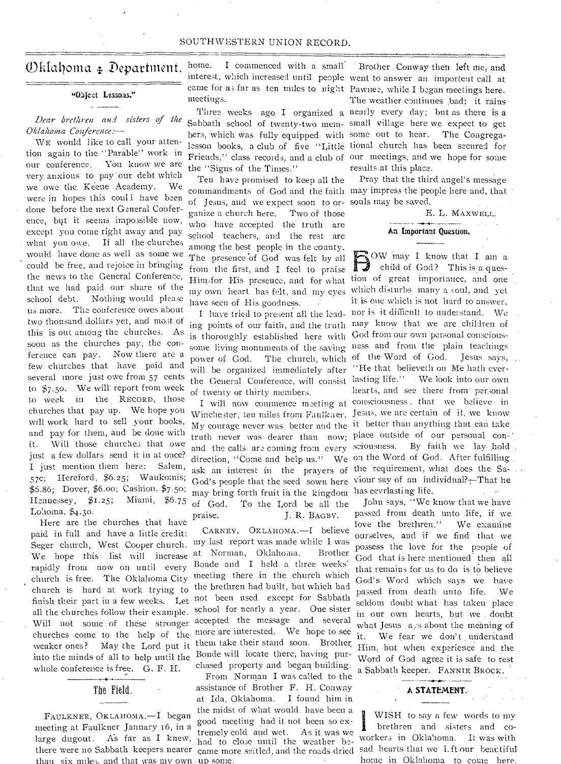# Oklahoma Department.

### "Object Lessons."

*Dear brethren and sisters of the Oklahoma Conference:—*

WE would like to call your attention again to the "Parable" work in our conference. You know we are very anxious to pay our debt which we owe the Keene Academy. We were in hopes this could have been done before the next General Conference, but it seems impossible now, except you come right away and pay what you owe. If all the churches would have done as well as some we could be free, and rejoice in bringing the news to the General Conference, that we had paid our share of the school debt. Nothing would please us more. The conference owes about two thousand dollars yet, and most of this is out among the churches. As soon as the churches pay, the conference can pay. Now there are a few churches that have paid and several more just owe from 57 cents to $7.50. We will report from week to week in the RECORD, those churches that pay up. We hope you will work hard to sell your books, and pay for them, and be done with it. Will those churches that owe just a few dollars send it in at once? I just mention them here: Salem, 57c; Hereford, $6.25; Waukomis; $5.86; Dover, $6.00; Cashion. $7.50; Hennessey, $1.25; Miami, $6.75 Lohoma, $4.30.

Here are the churches that have paid in full and have a little credit: Seger church, West Cooper church. We hope this list will increase rapidly from now on until every church is free. The Oklahoma City church is hard at work trying to finish their part in a few weeks. Let all the churches follow their example. Will not some of these stronger churches come to the help of the weaker ones? May the Lord put it into the minds of all to help until the whole conference is free. G. F. H.

## The Field.

FAULKNER, OKLAHOMA.—I began meeting at Faulkner January 16, in a large dugout. As far as I knew, there were no Sabbath keepers nearer than six miles, and that was my own home. I commenced with a small interest, which increased until people came for as far as ten miles to night meetings.

Three weeks ago I organized a Sabbath school of twenty-two members, which was fully equipped with lesson books, a club of five "Little Friends," class records, and a club of the "Signs of the Times."

Ten have promised to keep all the commandments of God and the faith of Jesus, and we expect soon to organize a church here. Two of those who have accepted the truth are school teachers, and the rest are among the best people in the county. The presence of God was felt by all from the first, and I feel to praise Him for His presence, and for what my own heart has felt, and my eyes have seen of His goodness.

I have tried to present all the leading points of our faith, and the truth is thoroughly established here with some living monuments of the saving power of God. The church, which will be organized immediately after the General Conference, will consist of twenty or thirty members.

I will now commence meeting at Winchester, ten miles from Faulkner. My courage never was better and the truth never was dearer than now; and the calls are coming from every direction, "Come and help us." We ask an interest in the prayers of God's people that the seed sown here may bring forth fruit in the kingdom of God. To the Lord be all the praise. J. R. BAGBY.

CARNEY, OKLAHOMA.—I believe my last report was made while I was at Norman, Oklahoma. Brother Bonde and I held a three weeks' meeting there in the church which the brethren had built, but which had not been used except for Sabbath school for nearly a year. One sister accepted the message and several more are interested. We hope to see them take their stand soon. Brother Bonde will locate there, having purchased property and began building.

From Norman I was called to the assistance of Brother F. H. Conway at Ida, Oklahoma. I found him in the midst of what would have been a good meeting had it not been so extremely cold and wet. As it was we had to close until the weather became more settled, and the roads dried up some.

Brother Conway then left me, and went to answer an importent call at Pawnee, while I began meetings here. The weather continues bad; it rains nearly every day; but as there is a small village here we expect to get some out to hear. The Congregational church has been secured for our meetings, and we hope for some results at this place.

Pray that the third angel's message may impress the people here and, that souls may be saved.

E. L. MAXWELL.

### An Important Question.

HOW may I know that I am a child of God? This is a question of great importance, and one which disturbs many a soul, and yet it is one which is not hard to answer, nor is it difficult to understand. We may know that we are children of God from our own personal consciousness and from the plain teachings of the Word of God. Jesus says, "He that believeth on Me hath everlasting life." We look into our own hearts, and see there from personal consciousness that we believe in Jesus, we are certain of it, we know it better than anything that can take place outside of our personal consciousness. By faith we lay hold on the Word of God. After fulfilling the requirement, what does the Saviour say of an individual?—That he has eevrlasting life.

John says, "We know that we have passed from death unto life, if we love the brethren." We examine ourselves, and if we find that we possess the love for the people of God that is here mentioned then all that remains for us to do is to believe God's Word which says we have passed from death unto life. We seldom doubt what has taken place in our own hearts, but we doubt what Jesus says about the meaning of it. We fear we don't understand Him, but when experience and the Word of God agree it is safe to rest a Sabbath keeper. FANNIE BROCK.

### A STATEMENT.

I WISH to say a few words to my brethren and sisters and coworkers in Oklahoma. It was with sad hearts that we left our beautiful home in Oklahoma to come here.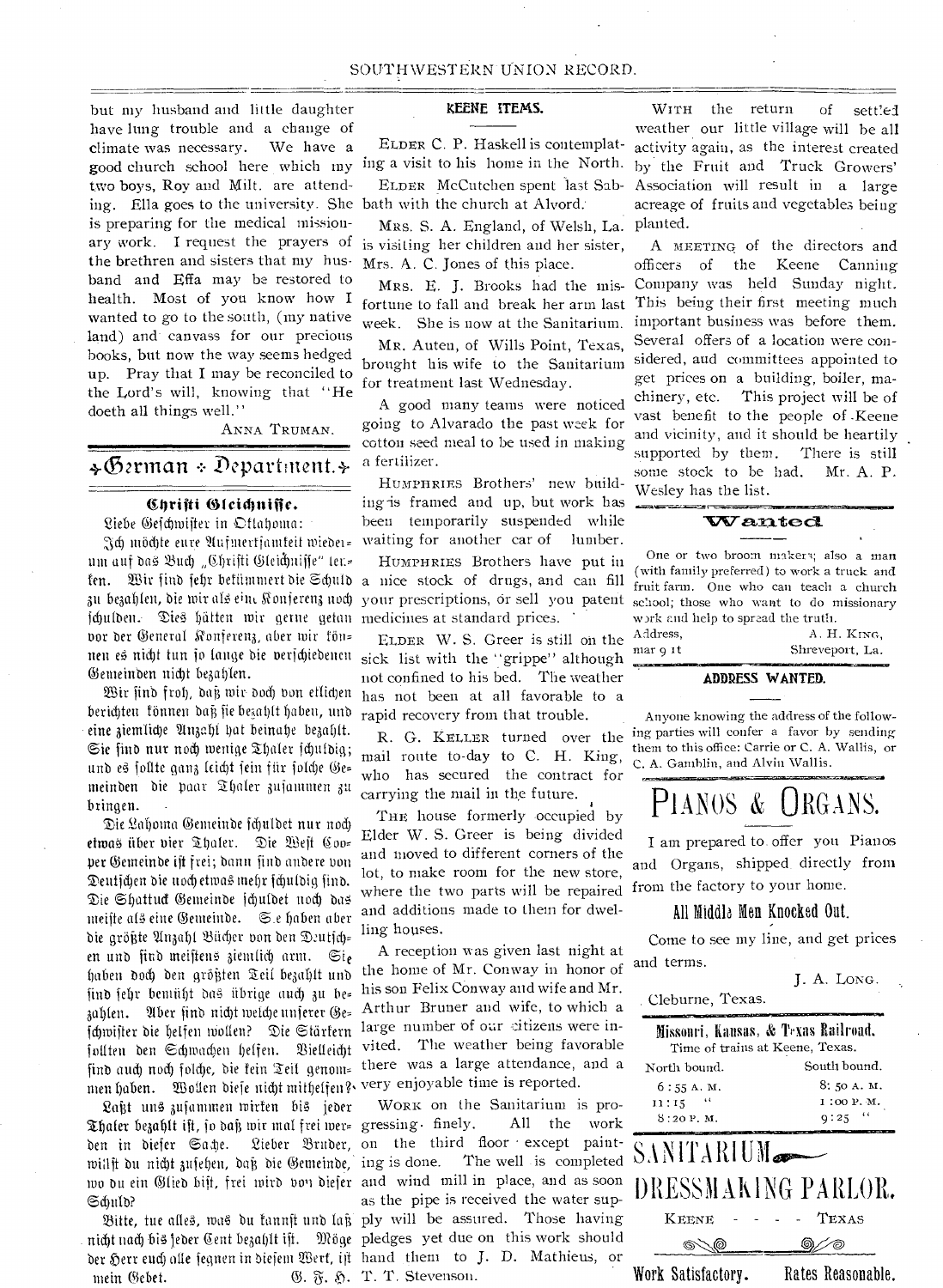but my husband and little daughter have lung trouble and a change of climate was necessary. We have a good church school here which my two boys, Roy and Milt. are attending. Ella goes to the university. She is preparing for the medical missionary work. I request the prayers of the brethren and sisters that my husband and Effa may be restored to health. Most of you know how I wanted to go to the south, (my native land) and canvass for our precious books, but now the way seems hedged up. Pray that I may be reconciled to the Lord's will, knowing that "He doeth all things well."

ANNA TRUMAN.

## German Department.

### Christi Gleichnisse.

Liebe Geschwister in Oklahoma:

Ich möchte eure Aufmerksamkeit wieder um auf das Buch „Christi Gleichnisse" lenken. Wir sind sehr bekümmert die Schuld zu bezahlen, die wir als eine Konferenz noch schulden. Dies hätten wir gerne getan vor der General Konferenz, aber wir können es nicht tun so lange die verschiedenen Gemeinden nicht bezahlen.

Wir sind froh, daß wir doch von etlichen berichten können daß sie bezahlt haben, und eine ziemliche Anzahl hat beinahe bezahlt. Sie sind nur noch wenige Thaler schuldig; und es sollte ganz leicht sein für solche Gemeinden die paar Thaler zusammen zu bringen.

Die Lahoma Gemeinde schuldet nur noch etwas über vier Thaler. Die West Cooper Gemeinde ist frei; dann sind andere von Deutschen die noch etwas mehr schuldig sind. Die Shattuck Gemeinde schuldet noch das meiste als eine Gemeinde. Sie haben aber die größte Anzahl Bücher von den Deutschen und sind meistens ziemlich arm. Sie haben doch den größten Teil bezahlt und sind sehr bemüht das übrige auch zu bezahlen. Aber sind nicht welche unserer Geschwister die helfen wollen? Die Stärkern sollten den Schwachen helfen. Vielleicht sind auch noch solche, die kein Teil genommen haben. Wollen diese nicht mithelfen?

Laßt uns zusammen wirken bis jeder Thaler bezahlt ist, so daß wir mal frei werden in dieser Sache. Lieber Bruder, willst du nicht zusehen, daß die Gemeinde, wo du ein Glied bist, frei wird von dieser Schuld?

Bitte, tue alles, was du kannst und laß nicht nach bis jeder Cent bezahlt ist. Möge der Herr euch alle segnen in diesem Werk, ist mein Gebet. G. F. H.

### KEENE ITEMS.

ELDER C. P. Haskell is contemplating a visit to his home in the North.

ELDER McCutchen spent last Sabbath with the church at Alvord.

MRS. S. A. England, of Welsh, La. is visiting her children and her sister, Mrs. A. C. Jones of this place.

MRS. E. J. Brooks had the misfortune to fall and break her arm last week. She is now at the Sanitarium.

MR. Auten, of Wills Point, Texas, brought his wife to the Sanitarium for treatment last Wednesday.

A good many teams were noticed going to Alvarado the past week for cotton seed meal to be used in making a fertilizer.

HUMPHRIES Brothers' new building is framed and up, but work has been temporarily suspended while waiting for another car of lumber.

HUMPHRIES Brothers have put in a nice stock of drugs, and can fill your prescriptions, or sell you patent medicines at standard prices.

ELDER W. S. Greer is still on the sick list with the "grippe" although not confined to his bed. The weather has not been at all favorable to a rapid recovery from that trouble.

R. G. KELLER turned over the mail route to-day to C. H. King, who has secured the contract for carrying the mail in the future.

THE house formerly occupied by Elder W. S. Greer is being divided and moved to different corners of the lot, to make room for the new store, where the two parts will be repaired and additions made to them for dwelling houses.

A reception was given last night at the home of Mr. Conway in honor of his son Felix Conway and wife and Mr. Arthur Bruner and wife, to which a large number of our citizens were invited. The weather being favorable there was a large attendance, and a very enjoyable time is reported.

WORK on the Sanitarium is progressing finely. All the work on the third floor except painting is done. The well is completed and wind mill in place, and as soon as the pipe is received the water supply will be assured. Those having pledges yet due on this work should hand them to J. D. Mathieus, or T. T. Stevenson.

WITH the return of settled weather our little village will be all activity again, as the interest created by the Fruit and Truck Growers' Association will result in a large acreage of fruits and vegetables being planted.

A MEETING of the directors and officers of the Keene Canning Company was held Sunday night. This being their first meeting much important business was before them. Several offers of a location were considered, and committees appointed to get prices on a building, boiler, machinery, etc. This project will be of vast benefit to the people of Keene and vicinity, and it should be heartily supported by them. There is still some stock to be had. Mr. A. P. Wesley has the list.

### Wanted

One or two broom makers; also a man (with family preferred) to work a truck and fruit farm. One who can teach a church school; those who want to do missionary work and help to spread the truth.

Address, A. H. KING, Shreveport, La.

mar 9 1t

### ADDRESS WANTED.

Anyone knowing the address of the following parties will confer a favor by sending them to this office: Carrie or C. A. Wallis, or C. A. Gamblin, and Alvin Wallis.

## PIANOS & ORGANS.

I am prepared to offer you Pianos and Organs, shipped directly from from the factory to your home.

### All Middle Men Knocked Out.

Come to see my line, and get prices and terms.

J. A. LONG.

Cleburne, Texas.

### Missouri, Kansas, & Texas Railroad.

Time of trains at Keene, Texas.

| North bound. | South bound. |
|---|---|
| 6:55 A. M. | 8:50 A. M. |
| 11:15 " | 1:00 P. M. |
| 8:20 P. M. | 9:25 " |

## SANITARIUM DRESSMAKING PARLOR.

KEENE - - - - TEXAS

**Work Satisfactory. Rates Reasonable.**